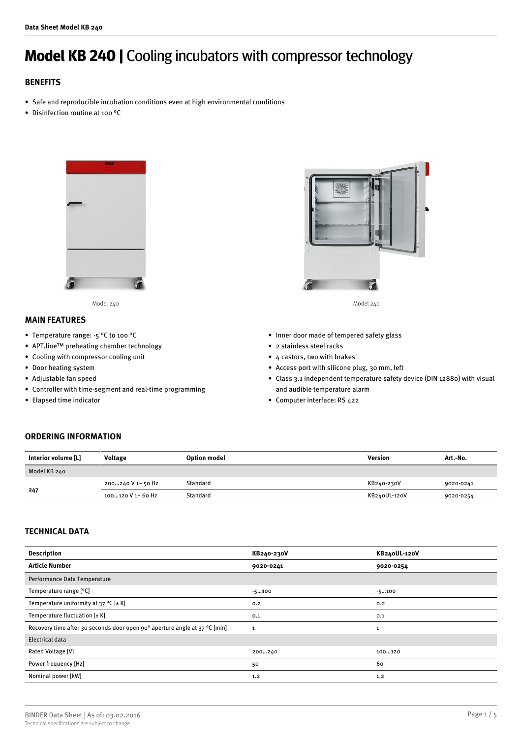# Model KB 240 | Cooling incubators with compressor technology

## BENEFITS

- Safe and reproducible incubation conditions even at high environmental conditions
- Disinfection routine at 100 °C

Model 240

Model 240

## MAIN FEATURES

- Temperature range: -5 °C to 100 °C
- APT.line™ preheating chamber technology
- Cooling with compressor cooling unit
- Door heating system
- Adjustable fan speed
- Controller with time-segment and real-time programming
- Elapsed time indicator
- Inner door made of tempered safety glass
- 2 stainless steel racks
- 4 castors, two with brakes
- Access port with silicone plug, 30 mm, left
- Class 3.1 independent temperature safety device (DIN 12880) with visual and audible temperature alarm
- Computer interface: RS 422

## ORDERING INFORMATION

| Interior volume [L] | Voltage | Option model | Version | Art.-No. |
|---|---|---|---|---|
| Model KB 240 | | | | |
| 247 | 200…240 V 1~ 50 Hz | Standard | KB240-230V | 9020-0241 |
| | 100…120 V 1~ 60 Hz | Standard | KB240UL-120V | 9020-0254 |

## TECHNICAL DATA

| Description | KB240-230V | KB240UL-120V |
|---|---|---|
| **Article Number** | **9020-0241** | **9020-0254** |
| Performance Data Temperature | | |
| Temperature range [°C] | -5…100 | -5…100 |
| Temperature uniformity at 37 °C [± K] | 0.2 | 0.2 |
| Temperature fluctuation [± K] | 0.1 | 0.1 |
| Recovery time after 30 seconds door open 90° aperture angle at 37 °C [min] | 1 | 1 |
| Electrical data | | |
| Rated Voltage [V] | 200…240 | 100…120 |
| Power frequency [Hz] | 50 | 60 |
| Nominal power [kW] | 1.2 | 1.2 |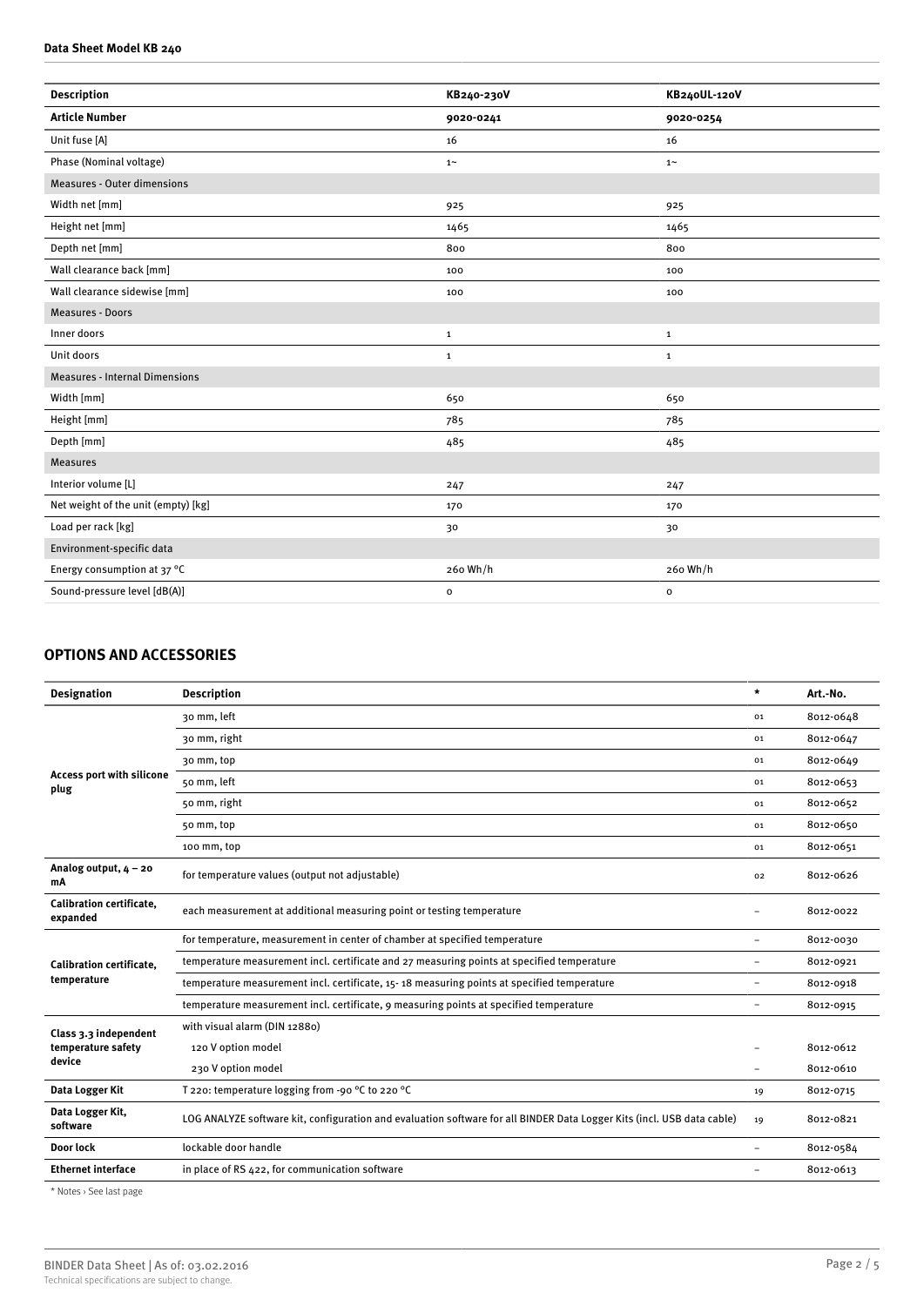| Description | KB240-230V | KB240UL-120V |
|---|---|---|
| **Article Number** | **9020-0241** | **9020-0254** |
| Unit fuse [A] | 16 | 16 |
| Phase (Nominal voltage) | 1~ | 1~ |
| Measures - Outer dimensions | | |
| Width net [mm] | 925 | 925 |
| Height net [mm] | 1465 | 1465 |
| Depth net [mm] | 800 | 800 |
| Wall clearance back [mm] | 100 | 100 |
| Wall clearance sidewise [mm] | 100 | 100 |
| Measures - Doors | | |
| Inner doors | 1 | 1 |
| Unit doors | 1 | 1 |
| Measures - Internal Dimensions | | |
| Width [mm] | 650 | 650 |
| Height [mm] | 785 | 785 |
| Depth [mm] | 485 | 485 |
| Measures | | |
| Interior volume [L] | 247 | 247 |
| Net weight of the unit (empty) [kg] | 170 | 170 |
| Load per rack [kg] | 30 | 30 |
| Environment-specific data | | |
| Energy consumption at 37 °C | 260 Wh/h | 260 Wh/h |
| Sound-pressure level [dB(A)] | 0 | 0 |

## OPTIONS AND ACCESSORIES

| Designation | Description | * | Art.-No. |
|---|---|---|---|
| **Access port with silicone plug** | 30 mm, left | 01 | 8012-0648 |
| | 30 mm, right | 01 | 8012-0647 |
| | 30 mm, top | 01 | 8012-0649 |
| | 50 mm, left | 01 | 8012-0653 |
| | 50 mm, right | 01 | 8012-0652 |
| | 50 mm, top | 01 | 8012-0650 |
| | 100 mm, top | 01 | 8012-0651 |
| **Analog output, 4 – 20 mA** | for temperature values (output not adjustable) | 02 | 8012-0626 |
| **Calibration certificate, expanded** | each measurement at additional measuring point or testing temperature | – | 8012-0022 |
| **Calibration certificate, temperature** | for temperature, measurement in center of chamber at specified temperature | – | 8012-0030 |
| | temperature measurement incl. certificate and 27 measuring points at specified temperature | – | 8012-0921 |
| | temperature measurement incl. certificate, 15- 18 measuring points at specified temperature | – | 8012-0918 |
| | temperature measurement incl. certificate, 9 measuring points at specified temperature | – | 8012-0915 |
| **Class 3.3 independent temperature safety device** | with visual alarm (DIN 12880) | | |
| | 120 V option model | – | 8012-0612 |
| | 230 V option model | – | 8012-0610 |
| **Data Logger Kit** | T 220: temperature logging from -90 °C to 220 °C | 19 | 8012-0715 |
| **Data Logger Kit, software** | LOG ANALYZE software kit, configuration and evaluation software for all BINDER Data Logger Kits (incl. USB data cable) | 19 | 8012-0821 |
| **Door lock** | lockable door handle | – | 8012-0584 |
| **Ethernet interface** | in place of RS 422, for communication software | – | 8012-0613 |

* Notes › See last page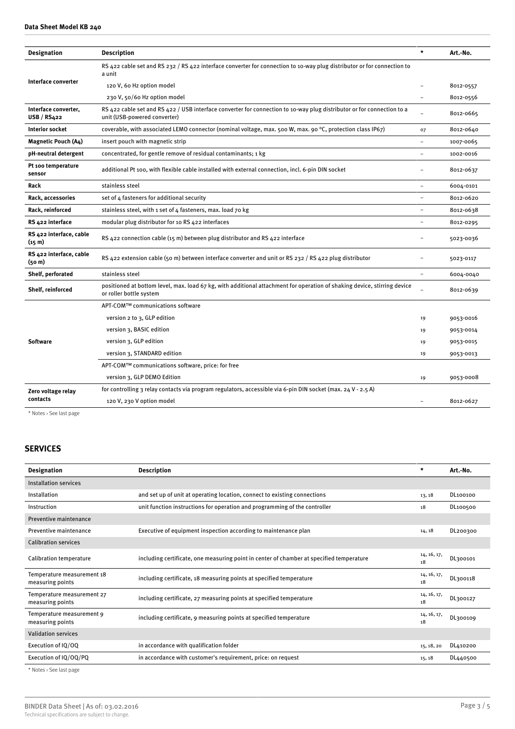| Designation | Description | * | Art.-No. |
|---|---|---|---|
| **Interface converter** | RS 422 cable set and RS 232 / RS 422 interface converter for connection to 10-way plug distributor or for connection to a unit | | |
| | 120 V, 60 Hz option model | – | 8012-0557 |
| | 230 V, 50/60 Hz option model | – | 8012-0556 |
| **Interface converter, USB / RS422** | RS 422 cable set and RS 422 / USB interface converter for connection to 10-way plug distributor or for connection to a unit (USB-powered converter) | – | 8012-0665 |
| **Interior socket** | coverable, with associated LEMO connector (nominal voltage, max. 500 W, max. 90 °C, protection class IP67) | 07 | 8012-0640 |
| **Magnetic Pouch (A4)** | insert pouch with magnetic strip | – | 1007-0065 |
| **pH-neutral detergent** | concentrated, for gentle remove of residual contaminants; 1 kg | – | 1002-0016 |
| **Pt 100 temperature sensor** | additional Pt 100, with flexible cable installed with external connection, incl. 6-pin DIN socket | – | 8012-0637 |
| **Rack** | stainless steel | – | 6004-0101 |
| **Rack, accessories** | set of 4 fasteners for additional security | – | 8012-0620 |
| **Rack, reinforced** | stainless steel, with 1 set of 4 fasteners, max. load 70 kg | – | 8012-0638 |
| **RS 422 interface** | modular plug distributor for 10 RS 422 interfaces | – | 8012-0295 |
| **RS 422 interface, cable (15 m)** | RS 422 connection cable (15 m) between plug distributor and RS 422 interface | – | 5023-0036 |
| **RS 422 interface, cable (50 m)** | RS 422 extension cable (50 m) between interface converter and unit or RS 232 / RS 422 plug distributor | – | 5023-0117 |
| **Shelf, perforated** | stainless steel | – | 6004-0040 |
| **Shelf, reinforced** | positioned at bottom level, max. load 67 kg, with additional attachment for operation of shaking device, stirring device or roller bottle system | – | 8012-0639 |
| **Software** | APT-COM™ communications software | | |
| | version 2 to 3, GLP edition | 19 | 9053-0016 |
| | version 3, BASIC edition | 19 | 9053-0014 |
| | version 3, GLP edition | 19 | 9053-0015 |
| | version 3, STANDARD edition | 19 | 9053-0013 |
| | APT-COM™ communications software, price: for free | | |
| | version 3, GLP DEMO Edition | 19 | 9053-0008 |
| **Zero voltage relay contacts** | for controlling 3 relay contacts via program regulators, accessible via 6-pin DIN socket (max. 24 V - 2.5 A) | | |
| | 120 V, 230 V option model | – | 8012-0627 |

\* Notes › See last page

## SERVICES

| Designation | Description | * | Art.-No. |
|---|---|---|---|
| Installation services | | | |
| Installation | and set up of unit at operating location, connect to existing connections | 13, 18 | DL100100 |
| Instruction | unit function instructions for operation and programming of the controller | 18 | DL100500 |
| Preventive maintenance | | | |
| Preventive maintenance | Executive of equipment inspection according to maintenance plan | 14, 18 | DL200300 |
| Calibration services | | | |
| Calibration temperature | including certificate, one measuring point in center of chamber at specified temperature | 14, 16, 17, 18 | DL300101 |
| Temperature measurement 18 measuring points | including certificate, 18 measuring points at specified temperature | 14, 16, 17, 18 | DL300118 |
| Temperature measurement 27 measuring points | including certificate, 27 measuring points at specified temperature | 14, 16, 17, 18 | DL300127 |
| Temperature measurement 9 measuring points | including certificate, 9 measuring points at specified temperature | 14, 16, 17, 18 | DL300109 |
| Validation services | | | |
| Execution of IQ/OQ | in accordance with qualification folder | 15, 18, 20 | DL410200 |
| Execution of IQ/OQ/PQ | in accordance with customer's requirement, price: on request | 15, 18 | DL440500 |

\* Notes › See last page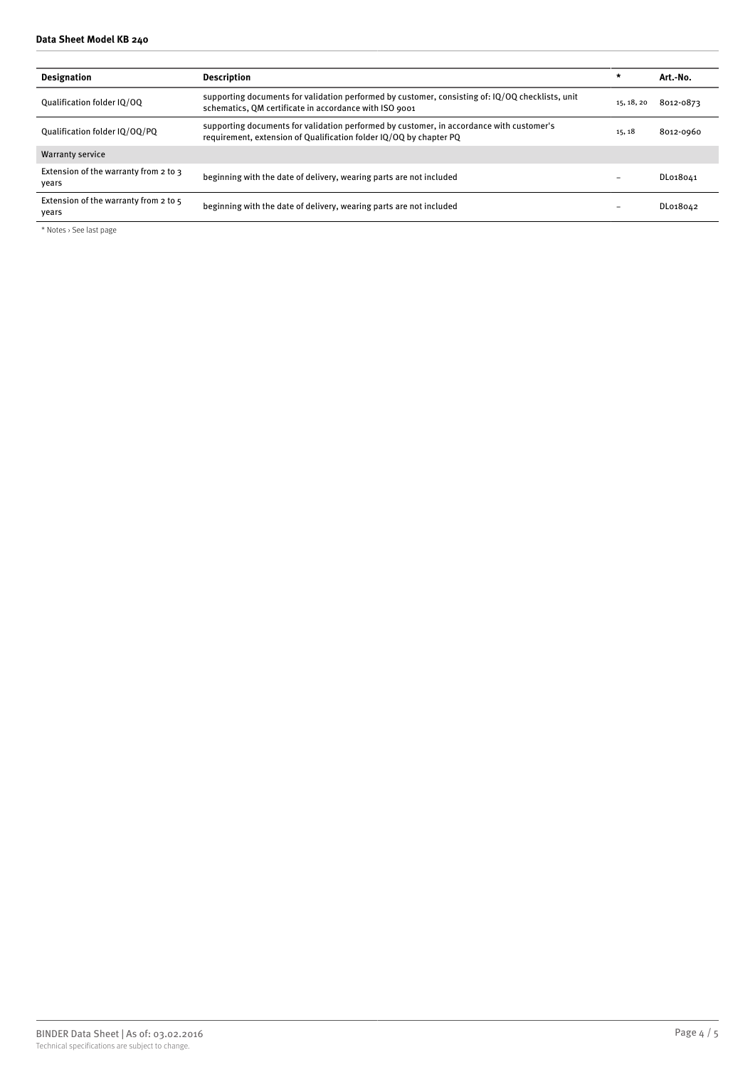| Designation | Description | * | Art.-No. |
|---|---|---|---|
| Qualification folder IQ/OQ | supporting documents for validation performed by customer, consisting of: IQ/OQ checklists, unit schematics, QM certificate in accordance with ISO 9001 | 15, 18, 20 | 8012-0873 |
| Qualification folder IQ/OQ/PQ | supporting documents for validation performed by customer, in accordance with customer's requirement, extension of Qualification folder IQ/OQ by chapter PQ | 15, 18 | 8012-0960 |
| **Warranty service** | | | |
| Extension of the warranty from 2 to 3 years | beginning with the date of delivery, wearing parts are not included | – | DL018041 |
| Extension of the warranty from 2 to 5 years | beginning with the date of delivery, wearing parts are not included | – | DL018042 |

* Notes › See last page

BINDER Data Sheet | As of: 03.02.2016
Technical specifications are subject to change.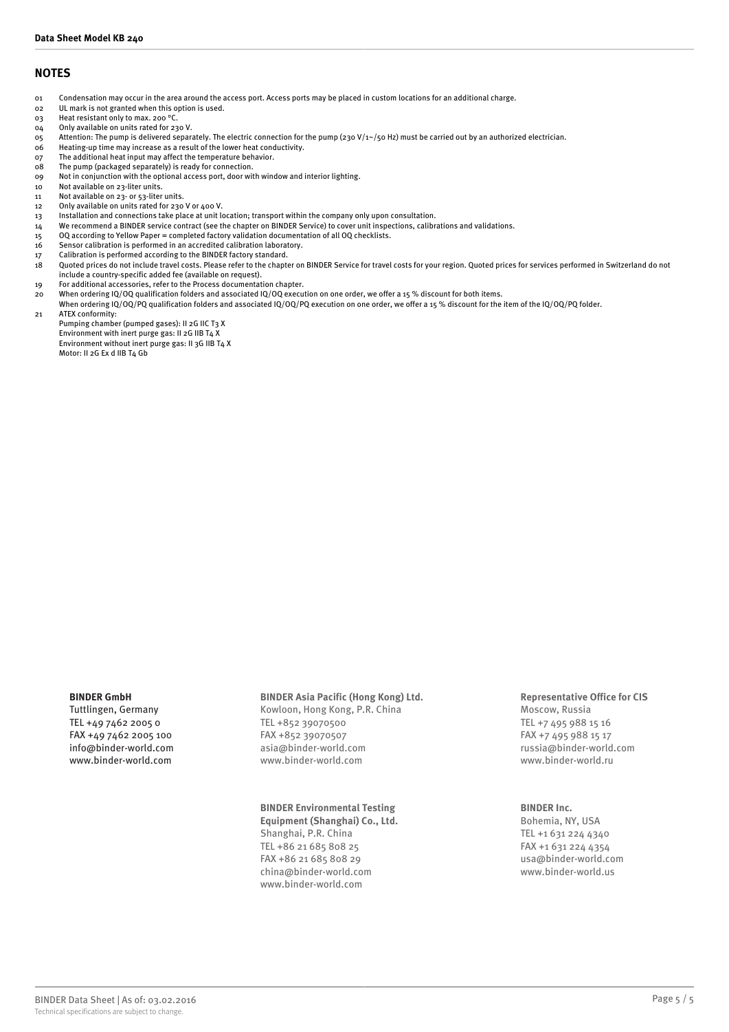## NOTES

01 Condensation may occur in the area around the access port. Access ports may be placed in custom locations for an additional charge.
02 UL mark is not granted when this option is used.
03 Heat resistant only to max. 200 °C.
04 Only available on units rated for 230 V.
05 Attention: The pump is delivered separately. The electric connection for the pump (230 V/1~/50 Hz) must be carried out by an authorized electrician.
06 Heating-up time may increase as a result of the lower heat conductivity.
07 The additional heat input may affect the temperature behavior.
08 The pump (packaged separately) is ready for connection.
09 Not in conjunction with the optional access port, door with window and interior lighting.
10 Not available on 23-liter units.
11 Not available on 23- or 53-liter units.
12 Only available on units rated for 230 V or 400 V.
13 Installation and connections take place at unit location; transport within the company only upon consultation.
14 We recommend a BINDER service contract (see the chapter on BINDER Service) to cover unit inspections, calibrations and validations.
15 OQ according to Yellow Paper = completed factory validation documentation of all OQ checklists.
16 Sensor calibration is performed in an accredited calibration laboratory.
17 Calibration is performed according to the BINDER factory standard.
18 Quoted prices do not include travel costs. Please refer to the chapter on BINDER Service for travel costs for your region. Quoted prices for services performed in Switzerland do not include a country-specific added fee (available on request).
19 For additional accessories, refer to the Process documentation chapter.
20 When ordering IQ/OQ qualification folders and associated IQ/OQ execution on one order, we offer a 15 % discount for both items.
When ordering IQ/OQ/PQ qualification folders and associated IQ/OQ/PQ execution on one order, we offer a 15 % discount for the item of the IQ/OQ/PQ folder.
21 ATEX conformity:
Pumping chamber (pumped gases): II 2G IIC T3 X
Environment with inert purge gas: II 2G IIB T4 X
Environment without inert purge gas: II 3G IIB T4 X
Motor: II 2G Ex d IIB T4 Gb

**BINDER GmbH**
Tuttlingen, Germany
TEL +49 7462 2005 0
FAX +49 7462 2005 100
info@binder-world.com
www.binder-world.com

**BINDER Asia Pacific (Hong Kong) Ltd.**
Kowloon, Hong Kong, P.R. China
TEL +852 39070500
FAX +852 39070507
asia@binder-world.com
www.binder-world.com

**BINDER Environmental Testing Equipment (Shanghai) Co., Ltd.**
Shanghai, P.R. China
TEL +86 21 685 808 25
FAX +86 21 685 808 29
china@binder-world.com
www.binder-world.com

**Representative Office for CIS**
Moscow, Russia
TEL +7 495 988 15 16
FAX +7 495 988 15 17
russia@binder-world.com
www.binder-world.ru

**BINDER Inc.**
Bohemia, NY, USA
TEL +1 631 224 4340
FAX +1 631 224 4354
usa@binder-world.com
www.binder-world.us

BINDER Data Sheet | As of: 03.02.2016
Technical specifications are subject to change.